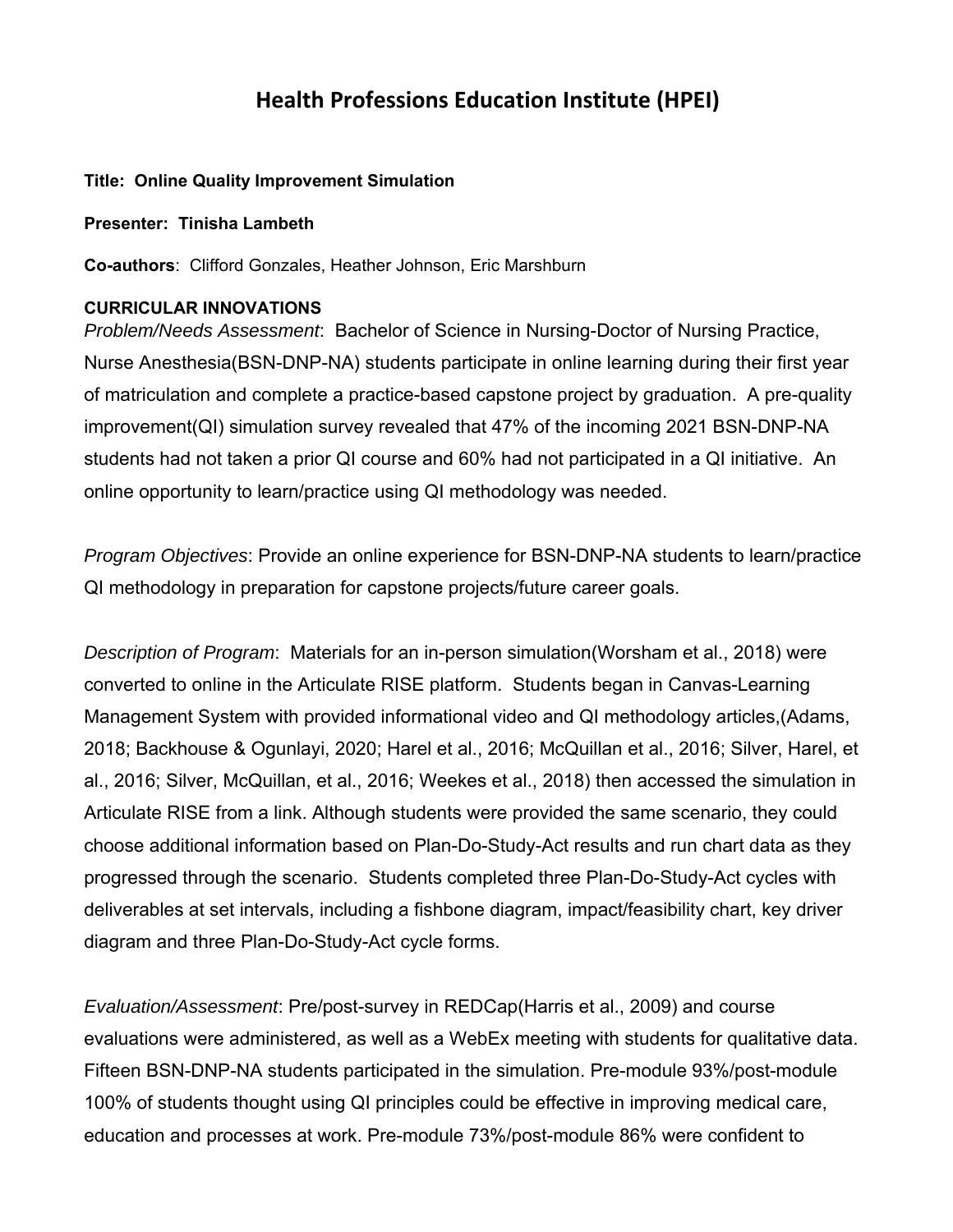# Health Professions Education Institute (HPEI)

**Title: Online Quality Improvement Simulation**

**Presenter: Tinisha Lambeth**

**Co-authors**: Clifford Gonzales, Heather Johnson, Eric Marshburn

**CURRICULAR INNOVATIONS**

*Problem/Needs Assessment*: Bachelor of Science in Nursing-Doctor of Nursing Practice, Nurse Anesthesia(BSN-DNP-NA) students participate in online learning during their first year of matriculation and complete a practice-based capstone project by graduation. A pre-quality improvement(QI) simulation survey revealed that 47% of the incoming 2021 BSN-DNP-NA students had not taken a prior QI course and 60% had not participated in a QI initiative. An online opportunity to learn/practice using QI methodology was needed.

*Program Objectives*: Provide an online experience for BSN-DNP-NA students to learn/practice QI methodology in preparation for capstone projects/future career goals.

*Description of Program*: Materials for an in-person simulation(Worsham et al., 2018) were converted to online in the Articulate RISE platform. Students began in Canvas-Learning Management System with provided informational video and QI methodology articles,(Adams, 2018; Backhouse & Ogunlayi, 2020; Harel et al., 2016; McQuillan et al., 2016; Silver, Harel, et al., 2016; Silver, McQuillan, et al., 2016; Weekes et al., 2018) then accessed the simulation in Articulate RISE from a link. Although students were provided the same scenario, they could choose additional information based on Plan-Do-Study-Act results and run chart data as they progressed through the scenario. Students completed three Plan-Do-Study-Act cycles with deliverables at set intervals, including a fishbone diagram, impact/feasibility chart, key driver diagram and three Plan-Do-Study-Act cycle forms.

*Evaluation/Assessment*: Pre/post-survey in REDCap(Harris et al., 2009) and course evaluations were administered, as well as a WebEx meeting with students for qualitative data. Fifteen BSN-DNP-NA students participated in the simulation. Pre-module 93%/post-module 100% of students thought using QI principles could be effective in improving medical care, education and processes at work. Pre-module 73%/post-module 86% were confident to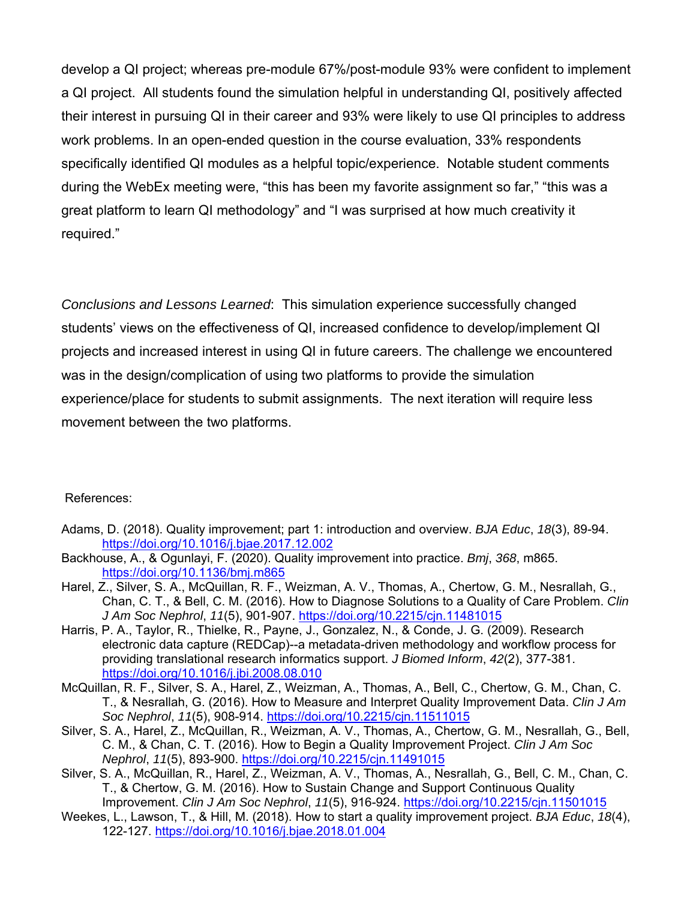develop a QI project; whereas pre-module 67%/post-module 93% were confident to implement a QI project. All students found the simulation helpful in understanding QI, positively affected their interest in pursuing QI in their career and 93% were likely to use QI principles to address work problems. In an open-ended question in the course evaluation, 33% respondents specifically identified QI modules as a helpful topic/experience. Notable student comments during the WebEx meeting were, "this has been my favorite assignment so far," "this was a great platform to learn QI methodology" and "I was surprised at how much creativity it required."

*Conclusions and Lessons Learned*: This simulation experience successfully changed students' views on the effectiveness of QI, increased confidence to develop/implement QI projects and increased interest in using QI in future careers. The challenge we encountered was in the design/complication of using two platforms to provide the simulation experience/place for students to submit assignments. The next iteration will require less movement between the two platforms.

References:

Adams, D. (2018). Quality improvement; part 1: introduction and overview. *BJA Educ*, *18*(3), 89-94. https://doi.org/10.1016/j.bjae.2017.12.002

Backhouse, A., & Ogunlayi, F. (2020). Quality improvement into practice. *Bmj*, *368*, m865. https://doi.org/10.1136/bmj.m865

Harel, Z., Silver, S. A., McQuillan, R. F., Weizman, A. V., Thomas, A., Chertow, G. M., Nesrallah, G., Chan, C. T., & Bell, C. M. (2016). How to Diagnose Solutions to a Quality of Care Problem. *Clin J Am Soc Nephrol*, *11*(5), 901-907. https://doi.org/10.2215/cjn.11481015

Harris, P. A., Taylor, R., Thielke, R., Payne, J., Gonzalez, N., & Conde, J. G. (2009). Research electronic data capture (REDCap)--a metadata-driven methodology and workflow process for providing translational research informatics support. *J Biomed Inform*, *42*(2), 377-381. https://doi.org/10.1016/j.jbi.2008.08.010

McQuillan, R. F., Silver, S. A., Harel, Z., Weizman, A., Thomas, A., Bell, C., Chertow, G. M., Chan, C. T., & Nesrallah, G. (2016). How to Measure and Interpret Quality Improvement Data. *Clin J Am Soc Nephrol*, *11*(5), 908-914. https://doi.org/10.2215/cjn.11511015

Silver, S. A., Harel, Z., McQuillan, R., Weizman, A. V., Thomas, A., Chertow, G. M., Nesrallah, G., Bell, C. M., & Chan, C. T. (2016). How to Begin a Quality Improvement Project. *Clin J Am Soc Nephrol*, *11*(5), 893-900. https://doi.org/10.2215/cjn.11491015

Silver, S. A., McQuillan, R., Harel, Z., Weizman, A. V., Thomas, A., Nesrallah, G., Bell, C. M., Chan, C. T., & Chertow, G. M. (2016). How to Sustain Change and Support Continuous Quality Improvement. *Clin J Am Soc Nephrol*, *11*(5), 916-924. https://doi.org/10.2215/cjn.11501015

Weekes, L., Lawson, T., & Hill, M. (2018). How to start a quality improvement project. *BJA Educ*, *18*(4), 122-127. https://doi.org/10.1016/j.bjae.2018.01.004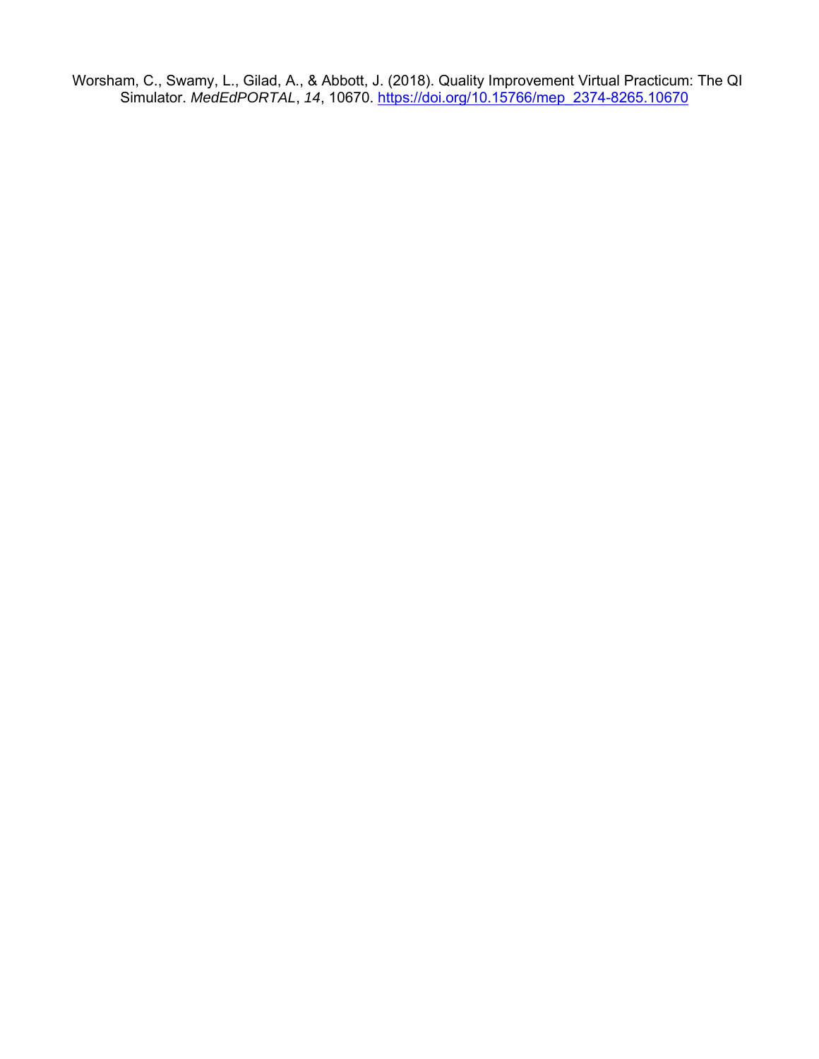Worsham, C., Swamy, L., Gilad, A., & Abbott, J. (2018). Quality Improvement Virtual Practicum: The QI Simulator. *MedEdPORTAL*, *14*, 10670. https://doi.org/10.15766/mep_2374-8265.10670